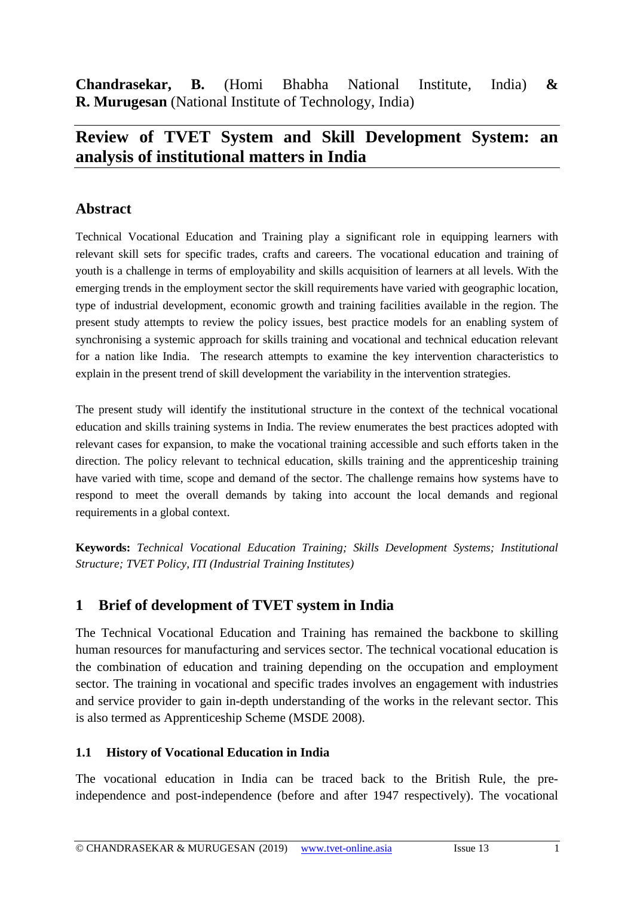**Chandrasekar, B.** (Homi Bhabha National Institute, India) **& R. Murugesan** (National Institute of Technology, India)

# Review of TVET System and Skill Development System: an analysis of institutional matters in India

## Abstract

Technical Vocational Education and Training play a significant role in equipping learners with relevant skill sets for specific trades, crafts and careers. The vocational education and training of youth is a challenge in terms of employability and skills acquisition of learners at all levels. With the emerging trends in the employment sector the skill requirements have varied with geographic location, type of industrial development, economic growth and training facilities available in the region. The present study attempts to review the policy issues, best practice models for an enabling system of synchronising a systemic approach for skills training and vocational and technical education relevant for a nation like India. The research attempts to examine the key intervention characteristics to explain in the present trend of skill development the variability in the intervention strategies.

The present study will identify the institutional structure in the context of the technical vocational education and skills training systems in India. The review enumerates the best practices adopted with relevant cases for expansion, to make the vocational training accessible and such efforts taken in the direction. The policy relevant to technical education, skills training and the apprenticeship training have varied with time, scope and demand of the sector. The challenge remains how systems have to respond to meet the overall demands by taking into account the local demands and regional requirements in a global context.

**Keywords:** *Technical Vocational Education Training; Skills Development Systems; Institutional Structure; TVET Policy, ITI (Industrial Training Institutes)*

## 1 Brief of development of TVET system in India

The Technical Vocational Education and Training has remained the backbone to skilling human resources for manufacturing and services sector. The technical vocational education is the combination of education and training depending on the occupation and employment sector. The training in vocational and specific trades involves an engagement with industries and service provider to gain in-depth understanding of the works in the relevant sector. This is also termed as Apprenticeship Scheme (MSDE 2008).

### 1.1 History of Vocational Education in India

The vocational education in India can be traced back to the British Rule, the pre-independence and post-independence (before and after 1947 respectively). The vocational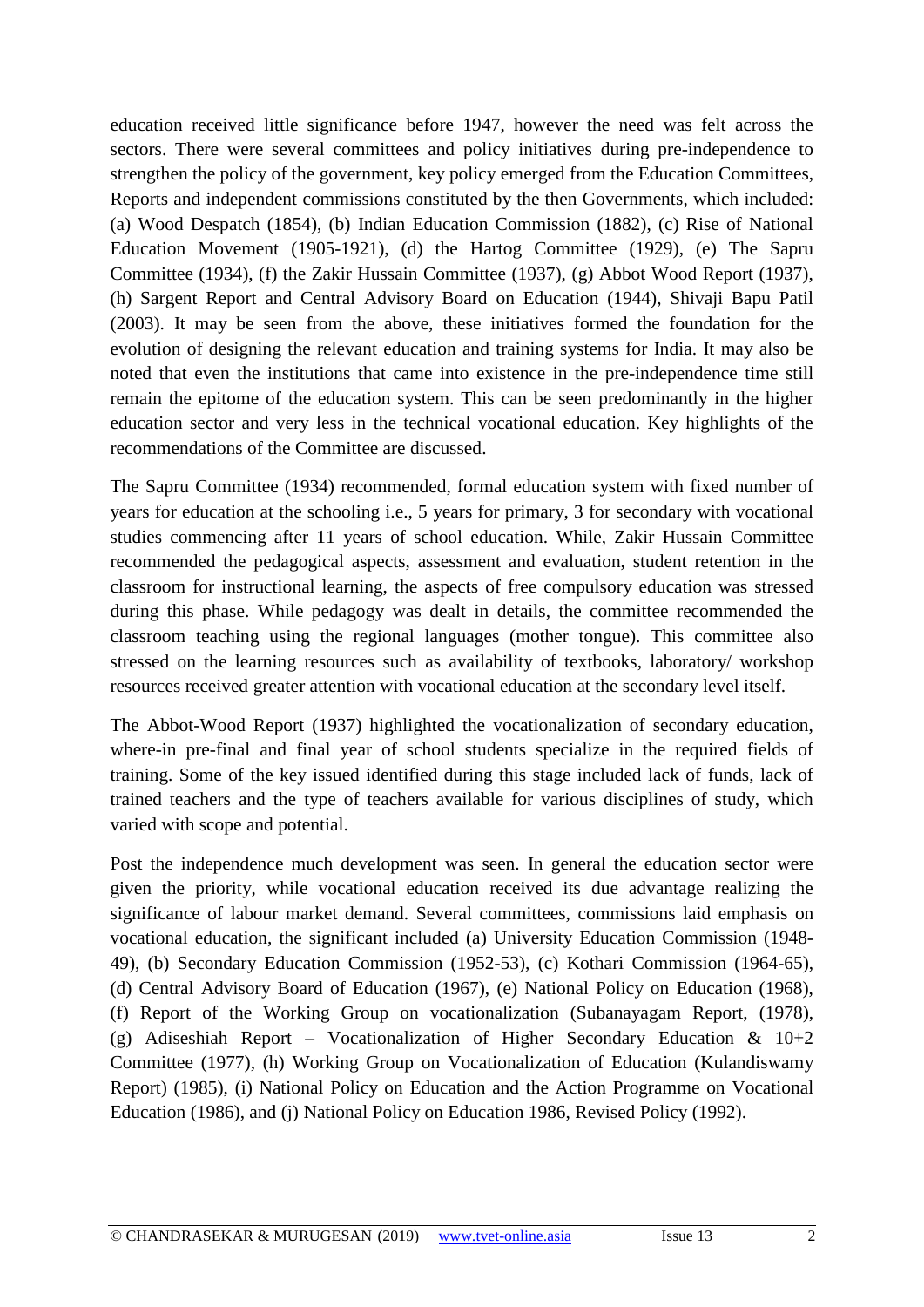education received little significance before 1947, however the need was felt across the sectors. There were several committees and policy initiatives during pre-independence to strengthen the policy of the government, key policy emerged from the Education Committees, Reports and independent commissions constituted by the then Governments, which included: (a) Wood Despatch (1854), (b) Indian Education Commission (1882), (c) Rise of National Education Movement (1905-1921), (d) the Hartog Committee (1929), (e) The Sapru Committee (1934), (f) the Zakir Hussain Committee (1937), (g) Abbot Wood Report (1937), (h) Sargent Report and Central Advisory Board on Education (1944), Shivaji Bapu Patil (2003). It may be seen from the above, these initiatives formed the foundation for the evolution of designing the relevant education and training systems for India. It may also be noted that even the institutions that came into existence in the pre-independence time still remain the epitome of the education system. This can be seen predominantly in the higher education sector and very less in the technical vocational education. Key highlights of the recommendations of the Committee are discussed.

The Sapru Committee (1934) recommended, formal education system with fixed number of years for education at the schooling i.e., 5 years for primary, 3 for secondary with vocational studies commencing after 11 years of school education. While, Zakir Hussain Committee recommended the pedagogical aspects, assessment and evaluation, student retention in the classroom for instructional learning, the aspects of free compulsory education was stressed during this phase. While pedagogy was dealt in details, the committee recommended the classroom teaching using the regional languages (mother tongue). This committee also stressed on the learning resources such as availability of textbooks, laboratory/ workshop resources received greater attention with vocational education at the secondary level itself.

The Abbot-Wood Report (1937) highlighted the vocationalization of secondary education, where-in pre-final and final year of school students specialize in the required fields of training. Some of the key issued identified during this stage included lack of funds, lack of trained teachers and the type of teachers available for various disciplines of study, which varied with scope and potential.

Post the independence much development was seen. In general the education sector were given the priority, while vocational education received its due advantage realizing the significance of labour market demand. Several committees, commissions laid emphasis on vocational education, the significant included (a) University Education Commission (1948-49), (b) Secondary Education Commission (1952-53), (c) Kothari Commission (1964-65), (d) Central Advisory Board of Education (1967), (e) National Policy on Education (1968), (f) Report of the Working Group on vocationalization (Subanayagam Report, (1978), (g) Adiseshiah Report – Vocationalization of Higher Secondary Education & 10+2 Committee (1977), (h) Working Group on Vocationalization of Education (Kulandiswamy Report) (1985), (i) National Policy on Education and the Action Programme on Vocational Education (1986), and (j) National Policy on Education 1986, Revised Policy (1992).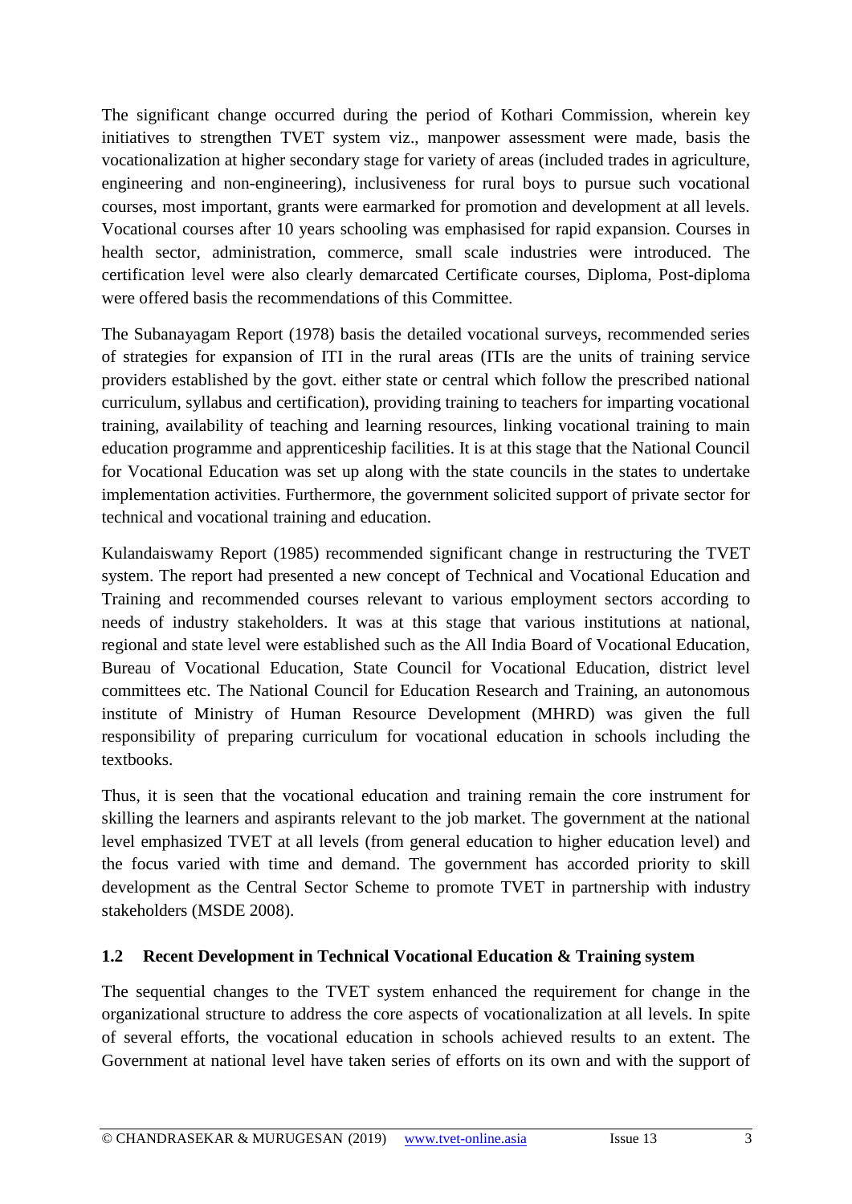The significant change occurred during the period of Kothari Commission, wherein key initiatives to strengthen TVET system viz., manpower assessment were made, basis the vocationalization at higher secondary stage for variety of areas (included trades in agriculture, engineering and non-engineering), inclusiveness for rural boys to pursue such vocational courses, most important, grants were earmarked for promotion and development at all levels. Vocational courses after 10 years schooling was emphasised for rapid expansion. Courses in health sector, administration, commerce, small scale industries were introduced. The certification level were also clearly demarcated Certificate courses, Diploma, Post-diploma were offered basis the recommendations of this Committee.

The Subanayagam Report (1978) basis the detailed vocational surveys, recommended series of strategies for expansion of ITI in the rural areas (ITIs are the units of training service providers established by the govt. either state or central which follow the prescribed national curriculum, syllabus and certification), providing training to teachers for imparting vocational training, availability of teaching and learning resources, linking vocational training to main education programme and apprenticeship facilities. It is at this stage that the National Council for Vocational Education was set up along with the state councils in the states to undertake implementation activities. Furthermore, the government solicited support of private sector for technical and vocational training and education.

Kulandaiswamy Report (1985) recommended significant change in restructuring the TVET system. The report had presented a new concept of Technical and Vocational Education and Training and recommended courses relevant to various employment sectors according to needs of industry stakeholders. It was at this stage that various institutions at national, regional and state level were established such as the All India Board of Vocational Education, Bureau of Vocational Education, State Council for Vocational Education, district level committees etc. The National Council for Education Research and Training, an autonomous institute of Ministry of Human Resource Development (MHRD) was given the full responsibility of preparing curriculum for vocational education in schools including the textbooks.

Thus, it is seen that the vocational education and training remain the core instrument for skilling the learners and aspirants relevant to the job market. The government at the national level emphasized TVET at all levels (from general education to higher education level) and the focus varied with time and demand. The government has accorded priority to skill development as the Central Sector Scheme to promote TVET in partnership with industry stakeholders (MSDE 2008).

### 1.2 Recent Development in Technical Vocational Education & Training system

The sequential changes to the TVET system enhanced the requirement for change in the organizational structure to address the core aspects of vocationalization at all levels. In spite of several efforts, the vocational education in schools achieved results to an extent. The Government at national level have taken series of efforts on its own and with the support of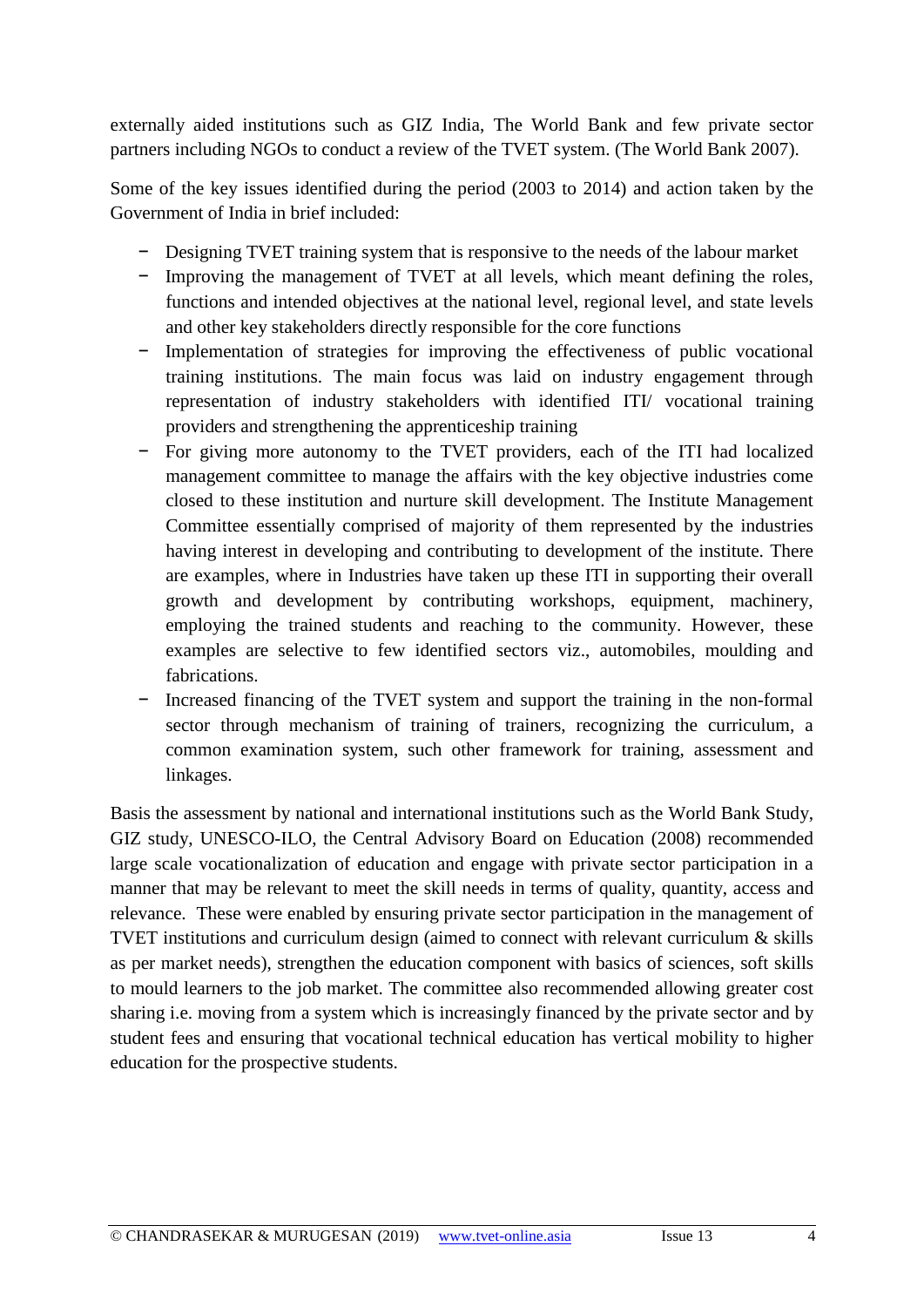externally aided institutions such as GIZ India, The World Bank and few private sector partners including NGOs to conduct a review of the TVET system. (The World Bank 2007).

Some of the key issues identified during the period (2003 to 2014) and action taken by the Government of India in brief included:

- Designing TVET training system that is responsive to the needs of the labour market
- Improving the management of TVET at all levels, which meant defining the roles, functions and intended objectives at the national level, regional level, and state levels and other key stakeholders directly responsible for the core functions
- Implementation of strategies for improving the effectiveness of public vocational training institutions. The main focus was laid on industry engagement through representation of industry stakeholders with identified ITI/ vocational training providers and strengthening the apprenticeship training
- For giving more autonomy to the TVET providers, each of the ITI had localized management committee to manage the affairs with the key objective industries come closed to these institution and nurture skill development. The Institute Management Committee essentially comprised of majority of them represented by the industries having interest in developing and contributing to development of the institute. There are examples, where in Industries have taken up these ITI in supporting their overall growth and development by contributing workshops, equipment, machinery, employing the trained students and reaching to the community. However, these examples are selective to few identified sectors viz., automobiles, moulding and fabrications.
- Increased financing of the TVET system and support the training in the non-formal sector through mechanism of training of trainers, recognizing the curriculum, a common examination system, such other framework for training, assessment and linkages.

Basis the assessment by national and international institutions such as the World Bank Study, GIZ study, UNESCO-ILO, the Central Advisory Board on Education (2008) recommended large scale vocationalization of education and engage with private sector participation in a manner that may be relevant to meet the skill needs in terms of quality, quantity, access and relevance. These were enabled by ensuring private sector participation in the management of TVET institutions and curriculum design (aimed to connect with relevant curriculum & skills as per market needs), strengthen the education component with basics of sciences, soft skills to mould learners to the job market. The committee also recommended allowing greater cost sharing i.e. moving from a system which is increasingly financed by the private sector and by student fees and ensuring that vocational technical education has vertical mobility to higher education for the prospective students.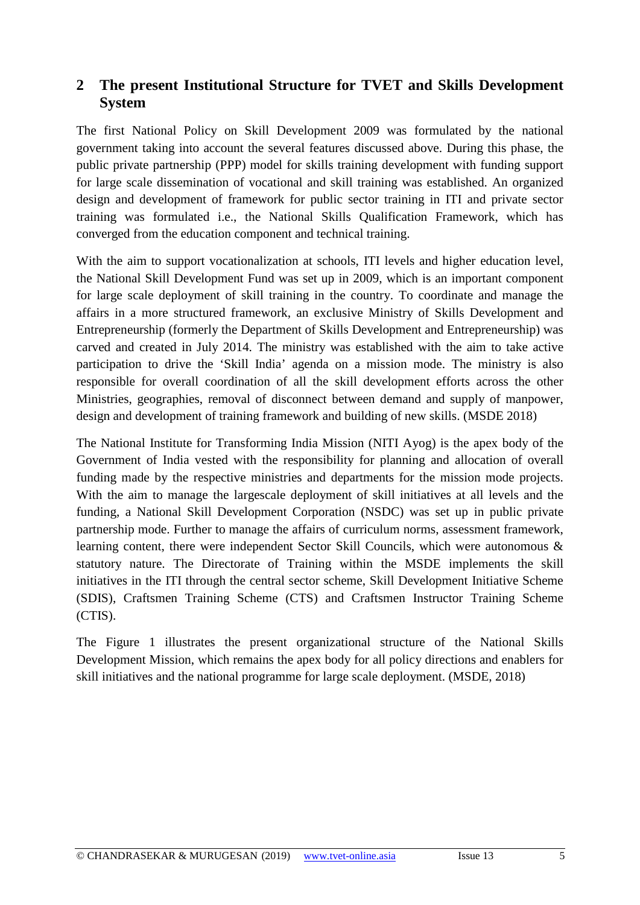## 2 The present Institutional Structure for TVET and Skills Development System

The first National Policy on Skill Development 2009 was formulated by the national government taking into account the several features discussed above. During this phase, the public private partnership (PPP) model for skills training development with funding support for large scale dissemination of vocational and skill training was established. An organized design and development of framework for public sector training in ITI and private sector training was formulated i.e., the National Skills Qualification Framework, which has converged from the education component and technical training.

With the aim to support vocationalization at schools, ITI levels and higher education level, the National Skill Development Fund was set up in 2009, which is an important component for large scale deployment of skill training in the country. To coordinate and manage the affairs in a more structured framework, an exclusive Ministry of Skills Development and Entrepreneurship (formerly the Department of Skills Development and Entrepreneurship) was carved and created in July 2014. The ministry was established with the aim to take active participation to drive the 'Skill India' agenda on a mission mode. The ministry is also responsible for overall coordination of all the skill development efforts across the other Ministries, geographies, removal of disconnect between demand and supply of manpower, design and development of training framework and building of new skills. (MSDE 2018)

The National Institute for Transforming India Mission (NITI Ayog) is the apex body of the Government of India vested with the responsibility for planning and allocation of overall funding made by the respective ministries and departments for the mission mode projects. With the aim to manage the largescale deployment of skill initiatives at all levels and the funding, a National Skill Development Corporation (NSDC) was set up in public private partnership mode. Further to manage the affairs of curriculum norms, assessment framework, learning content, there were independent Sector Skill Councils, which were autonomous & statutory nature. The Directorate of Training within the MSDE implements the skill initiatives in the ITI through the central sector scheme, Skill Development Initiative Scheme (SDIS), Craftsmen Training Scheme (CTS) and Craftsmen Instructor Training Scheme (CTIS).

The Figure 1 illustrates the present organizational structure of the National Skills Development Mission, which remains the apex body for all policy directions and enablers for skill initiatives and the national programme for large scale deployment. (MSDE, 2018)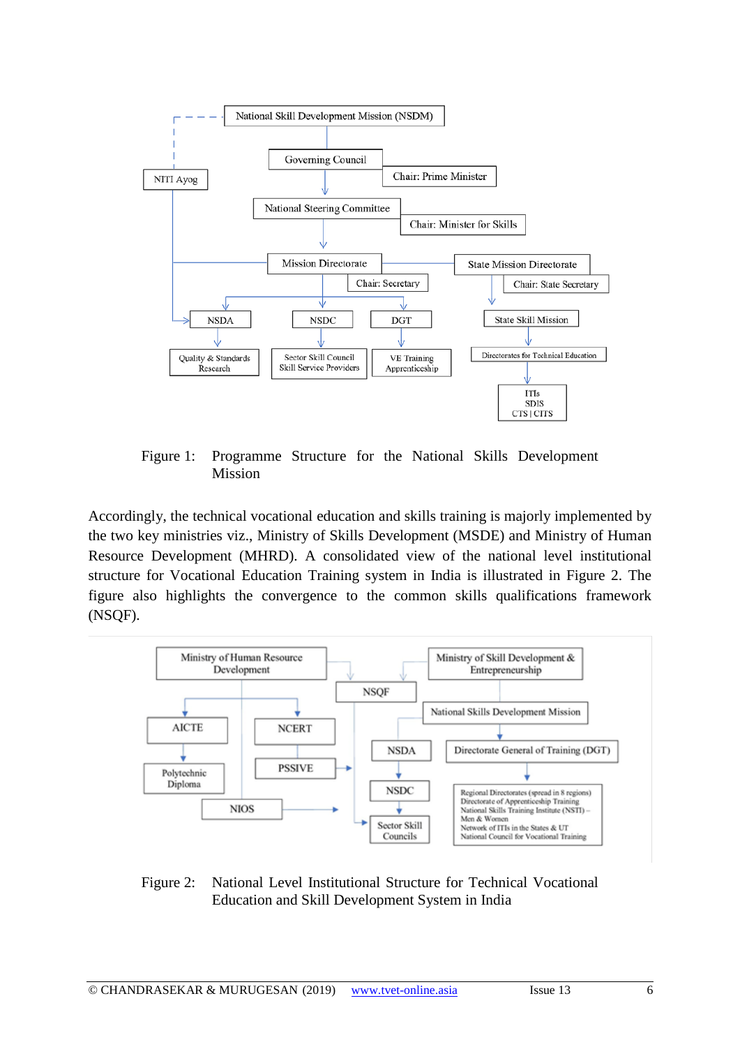Figure 1: Programme Structure for the National Skills Development Mission

Accordingly, the technical vocational education and skills training is majorly implemented by the two key ministries viz., Ministry of Skills Development (MSDE) and Ministry of Human Resource Development (MHRD). A consolidated view of the national level institutional structure for Vocational Education Training system in India is illustrated in Figure 2. The figure also highlights the convergence to the common skills qualifications framework (NSQF).

Figure 2: National Level Institutional Structure for Technical Vocational Education and Skill Development System in India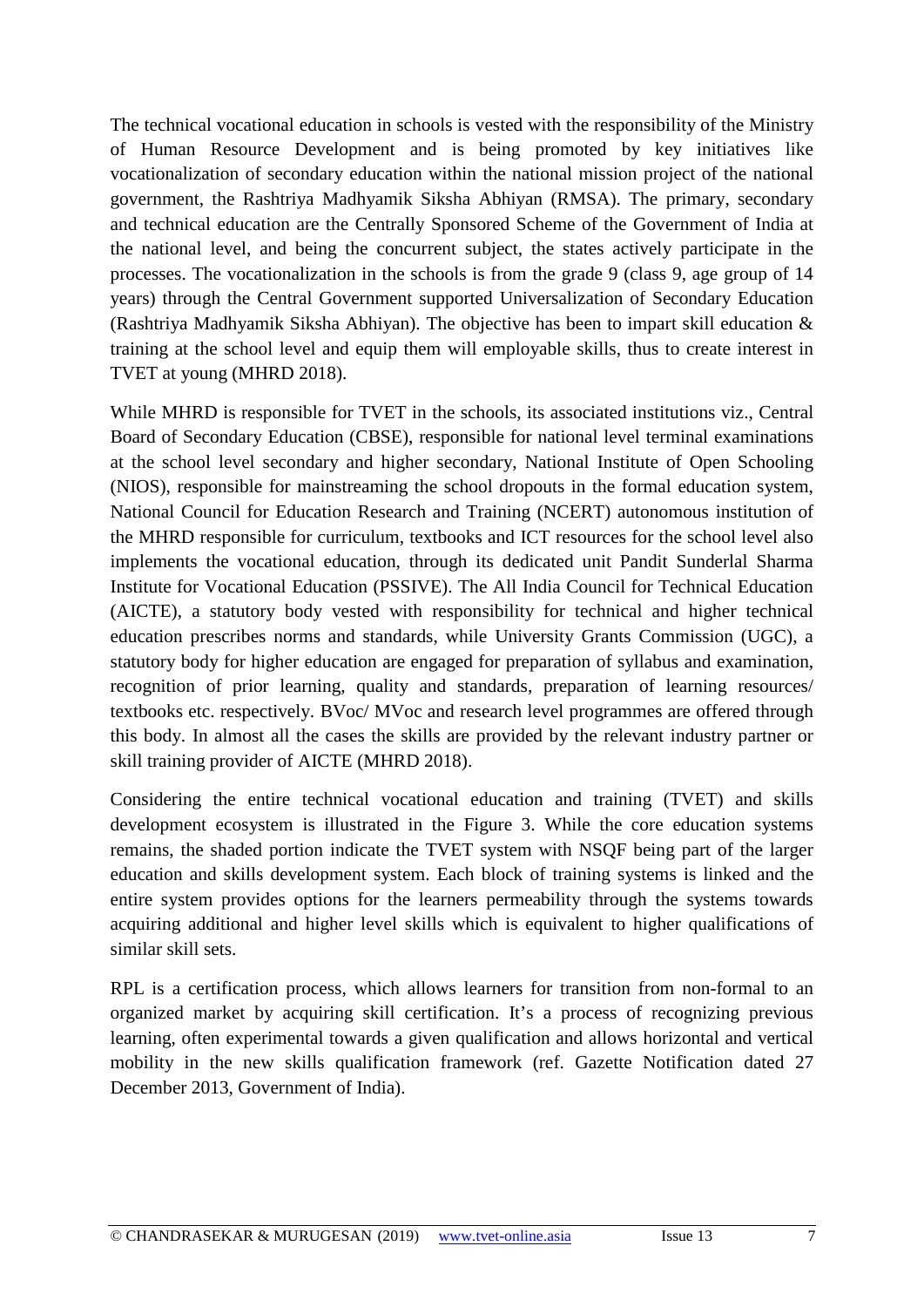The technical vocational education in schools is vested with the responsibility of the Ministry of Human Resource Development and is being promoted by key initiatives like vocationalization of secondary education within the national mission project of the national government, the Rashtriya Madhyamik Siksha Abhiyan (RMSA). The primary, secondary and technical education are the Centrally Sponsored Scheme of the Government of India at the national level, and being the concurrent subject, the states actively participate in the processes. The vocationalization in the schools is from the grade 9 (class 9, age group of 14 years) through the Central Government supported Universalization of Secondary Education (Rashtriya Madhyamik Siksha Abhiyan). The objective has been to impart skill education & training at the school level and equip them will employable skills, thus to create interest in TVET at young (MHRD 2018).

While MHRD is responsible for TVET in the schools, its associated institutions viz., Central Board of Secondary Education (CBSE), responsible for national level terminal examinations at the school level secondary and higher secondary, National Institute of Open Schooling (NIOS), responsible for mainstreaming the school dropouts in the formal education system, National Council for Education Research and Training (NCERT) autonomous institution of the MHRD responsible for curriculum, textbooks and ICT resources for the school level also implements the vocational education, through its dedicated unit Pandit Sunderlal Sharma Institute for Vocational Education (PSSIVE). The All India Council for Technical Education (AICTE), a statutory body vested with responsibility for technical and higher technical education prescribes norms and standards, while University Grants Commission (UGC), a statutory body for higher education are engaged for preparation of syllabus and examination, recognition of prior learning, quality and standards, preparation of learning resources/ textbooks etc. respectively. BVoc/ MVoc and research level programmes are offered through this body. In almost all the cases the skills are provided by the relevant industry partner or skill training provider of AICTE (MHRD 2018).

Considering the entire technical vocational education and training (TVET) and skills development ecosystem is illustrated in the Figure 3. While the core education systems remains, the shaded portion indicate the TVET system with NSQF being part of the larger education and skills development system. Each block of training systems is linked and the entire system provides options for the learners permeability through the systems towards acquiring additional and higher level skills which is equivalent to higher qualifications of similar skill sets.

RPL is a certification process, which allows learners for transition from non-formal to an organized market by acquiring skill certification. It's a process of recognizing previous learning, often experimental towards a given qualification and allows horizontal and vertical mobility in the new skills qualification framework (ref. Gazette Notification dated 27 December 2013, Government of India).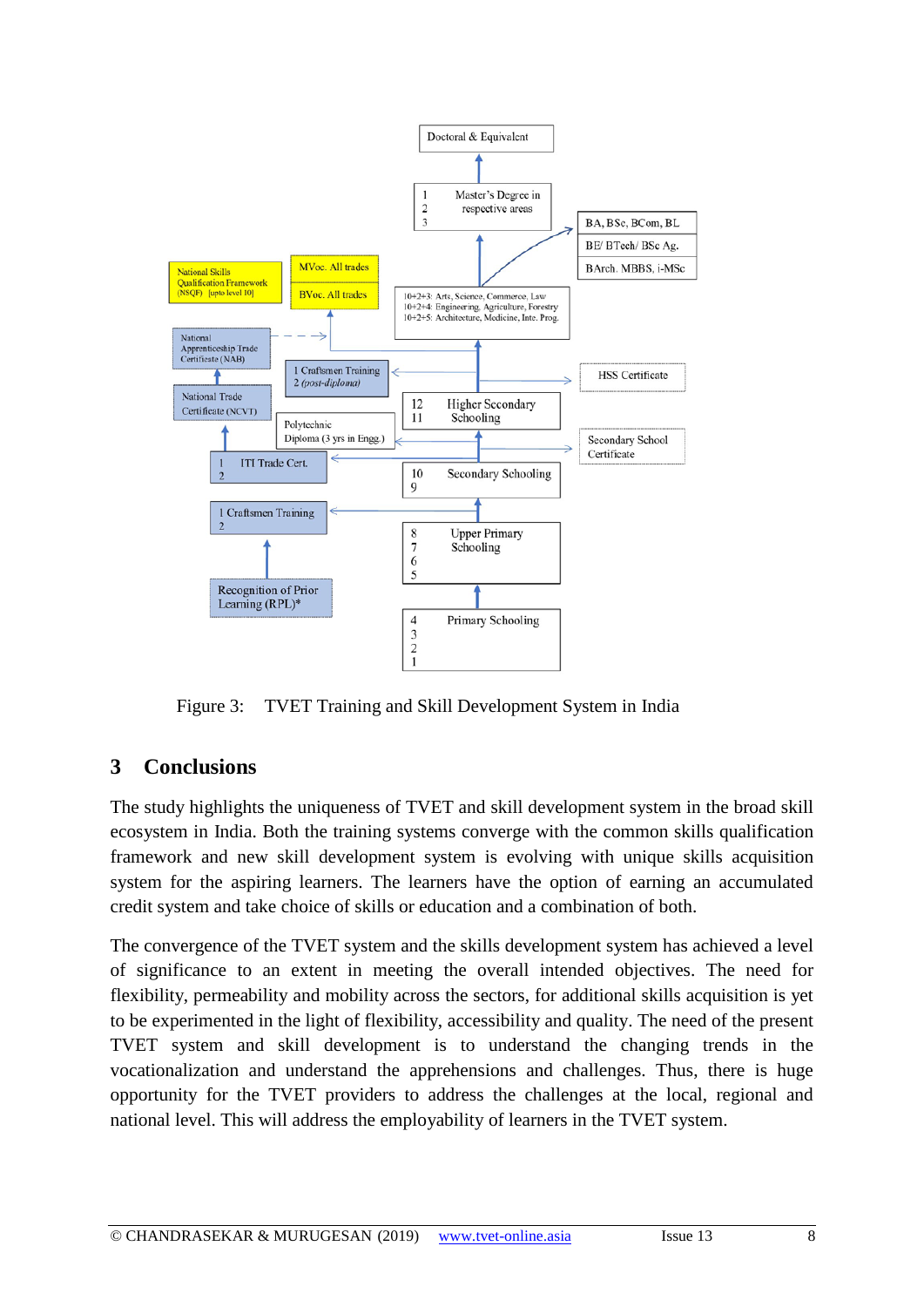Figure 3: TVET Training and Skill Development System in India

## 3 Conclusions

The study highlights the uniqueness of TVET and skill development system in the broad skill ecosystem in India. Both the training systems converge with the common skills qualification framework and new skill development system is evolving with unique skills acquisition system for the aspiring learners. The learners have the option of earning an accumulated credit system and take choice of skills or education and a combination of both.

The convergence of the TVET system and the skills development system has achieved a level of significance to an extent in meeting the overall intended objectives. The need for flexibility, permeability and mobility across the sectors, for additional skills acquisition is yet to be experimented in the light of flexibility, accessibility and quality. The need of the present TVET system and skill development is to understand the changing trends in the vocationalization and understand the apprehensions and challenges. Thus, there is huge opportunity for the TVET providers to address the challenges at the local, regional and national level. This will address the employability of learners in the TVET system.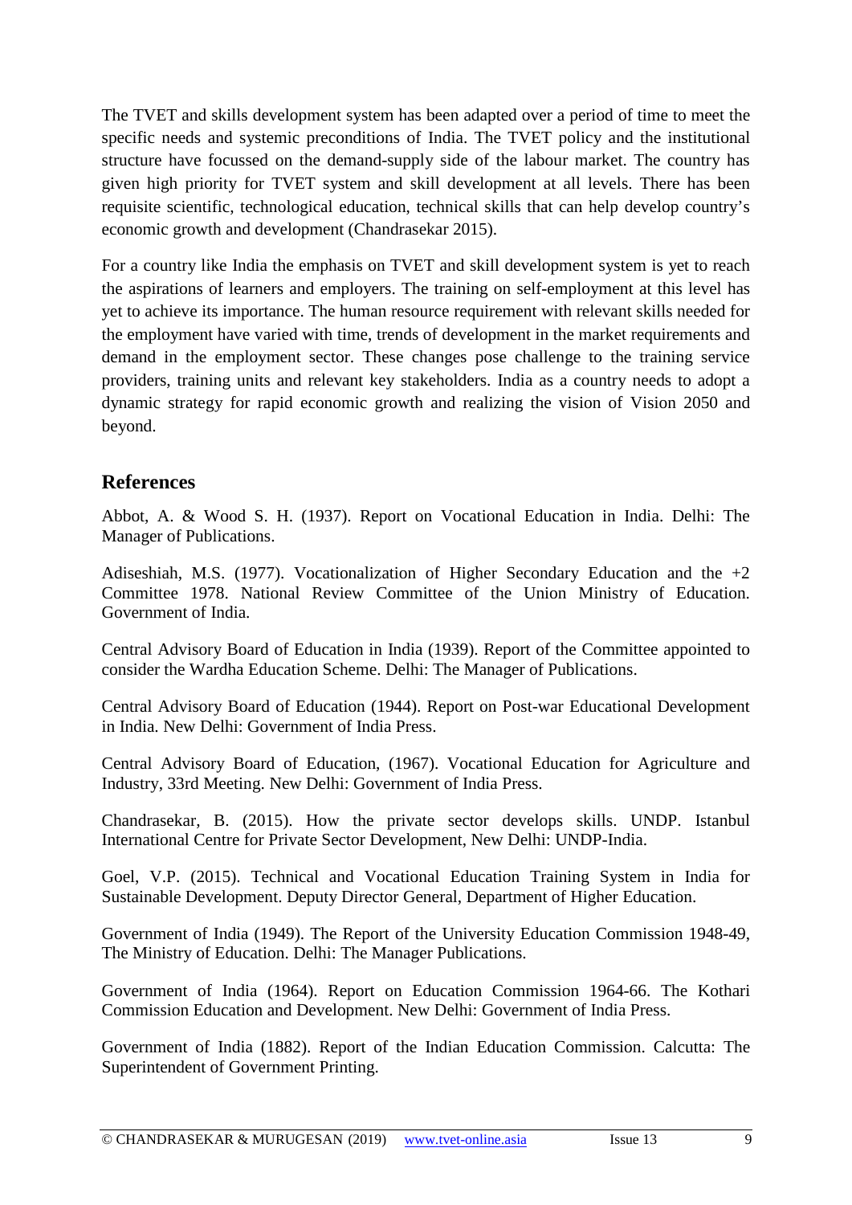The TVET and skills development system has been adapted over a period of time to meet the specific needs and systemic preconditions of India. The TVET policy and the institutional structure have focussed on the demand-supply side of the labour market. The country has given high priority for TVET system and skill development at all levels. There has been requisite scientific, technological education, technical skills that can help develop country's economic growth and development (Chandrasekar 2015).

For a country like India the emphasis on TVET and skill development system is yet to reach the aspirations of learners and employers. The training on self-employment at this level has yet to achieve its importance. The human resource requirement with relevant skills needed for the employment have varied with time, trends of development in the market requirements and demand in the employment sector. These changes pose challenge to the training service providers, training units and relevant key stakeholders. India as a country needs to adopt a dynamic strategy for rapid economic growth and realizing the vision of Vision 2050 and beyond.

## References

Abbot, A. & Wood S. H. (1937). Report on Vocational Education in India. Delhi: The Manager of Publications.

Adiseshiah, M.S. (1977). Vocationalization of Higher Secondary Education and the +2 Committee 1978. National Review Committee of the Union Ministry of Education. Government of India.

Central Advisory Board of Education in India (1939). Report of the Committee appointed to consider the Wardha Education Scheme. Delhi: The Manager of Publications.

Central Advisory Board of Education (1944). Report on Post-war Educational Development in India. New Delhi: Government of India Press.

Central Advisory Board of Education, (1967). Vocational Education for Agriculture and Industry, 33rd Meeting. New Delhi: Government of India Press.

Chandrasekar, B. (2015). How the private sector develops skills. UNDP. Istanbul International Centre for Private Sector Development, New Delhi: UNDP-India.

Goel, V.P. (2015). Technical and Vocational Education Training System in India for Sustainable Development. Deputy Director General, Department of Higher Education.

Government of India (1949). The Report of the University Education Commission 1948-49, The Ministry of Education. Delhi: The Manager Publications.

Government of India (1964). Report on Education Commission 1964-66. The Kothari Commission Education and Development. New Delhi: Government of India Press.

Government of India (1882). Report of the Indian Education Commission. Calcutta: The Superintendent of Government Printing.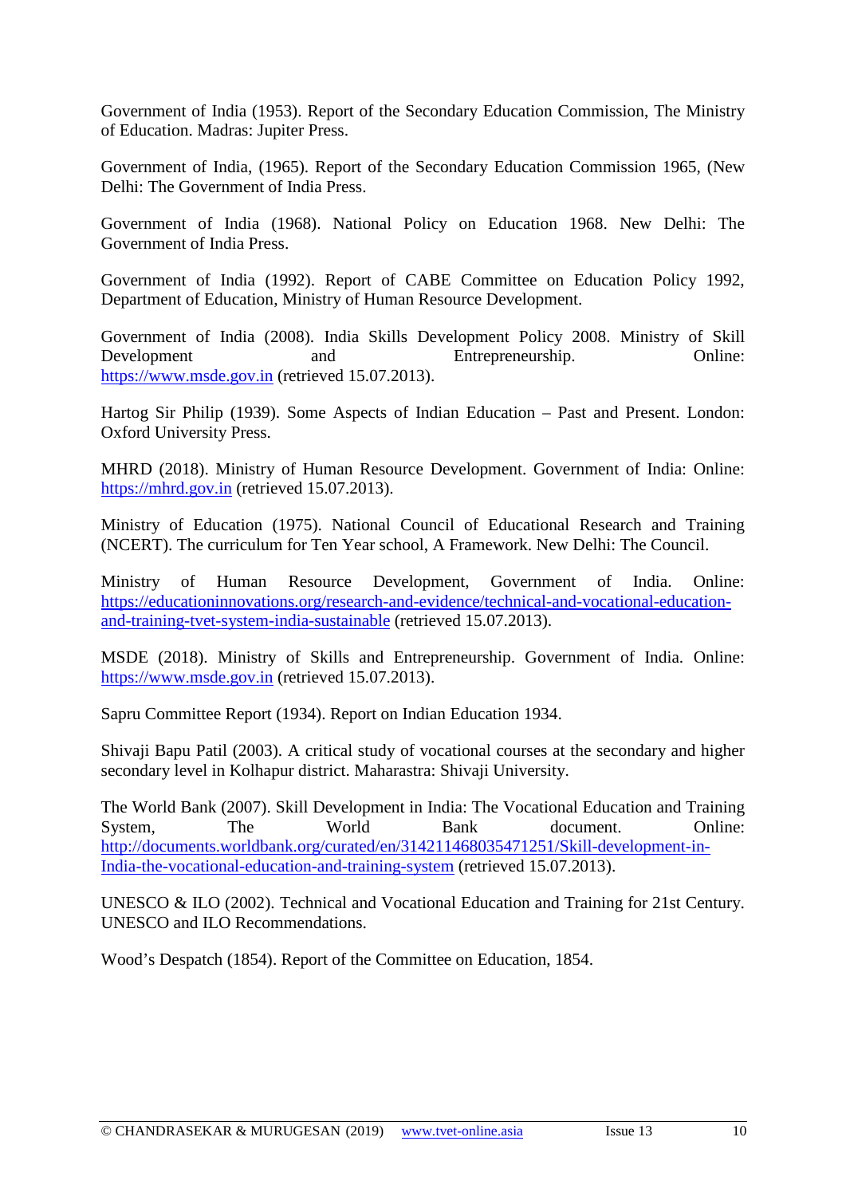Government of India (1953). Report of the Secondary Education Commission, The Ministry of Education. Madras: Jupiter Press.

Government of India, (1965). Report of the Secondary Education Commission 1965, (New Delhi: The Government of India Press.

Government of India (1968). National Policy on Education 1968. New Delhi: The Government of India Press.

Government of India (1992). Report of CABE Committee on Education Policy 1992, Department of Education, Ministry of Human Resource Development.

Government of India (2008). India Skills Development Policy 2008. Ministry of Skill Development and Entrepreneurship. Online: [https://www.msde.gov.in](https://www.msde.gov.in) (retrieved 15.07.2013).

Hartog Sir Philip (1939). Some Aspects of Indian Education – Past and Present. London: Oxford University Press.

MHRD (2018). Ministry of Human Resource Development. Government of India: Online: [https://mhrd.gov.in](https://mhrd.gov.in) (retrieved 15.07.2013).

Ministry of Education (1975). National Council of Educational Research and Training (NCERT). The curriculum for Ten Year school, A Framework. New Delhi: The Council.

Ministry of Human Resource Development, Government of India. Online: [https://educationinnovations.org/research-and-evidence/technical-and-vocational-education-and-training-tvet-system-india-sustainable](https://educationinnovations.org/research-and-evidence/technical-and-vocational-education-and-training-tvet-system-india-sustainable) (retrieved 15.07.2013).

MSDE (2018). Ministry of Skills and Entrepreneurship. Government of India. Online: [https://www.msde.gov.in](https://www.msde.gov.in) (retrieved 15.07.2013).

Sapru Committee Report (1934). Report on Indian Education 1934.

Shivaji Bapu Patil (2003). A critical study of vocational courses at the secondary and higher secondary level in Kolhapur district. Maharastra: Shivaji University.

The World Bank (2007). Skill Development in India: The Vocational Education and Training System, The World Bank document. Online: [http://documents.worldbank.org/curated/en/314211468035471251/Skill-development-in-India-the-vocational-education-and-training-system](http://documents.worldbank.org/curated/en/314211468035471251/Skill-development-in-India-the-vocational-education-and-training-system) (retrieved 15.07.2013).

UNESCO & ILO (2002). Technical and Vocational Education and Training for 21st Century. UNESCO and ILO Recommendations.

Wood's Despatch (1854). Report of the Committee on Education, 1854.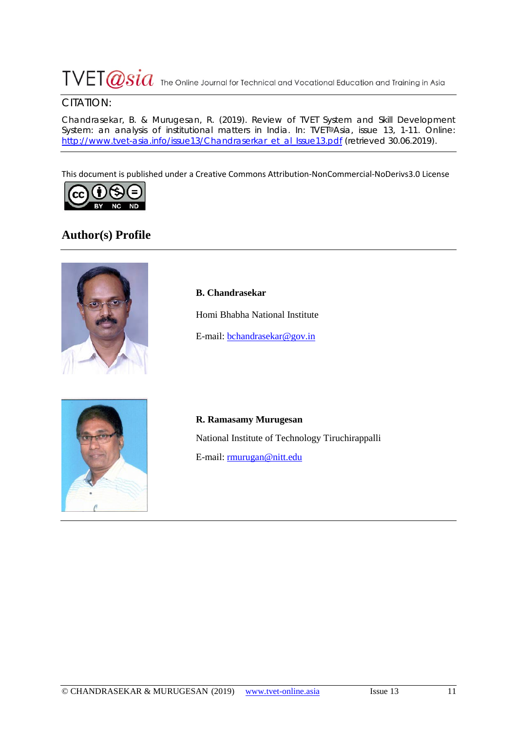CITATION:

Chandrasekar, B. & Murugesan, R. (2019). Review of TVET System and Skill Development System: an analysis of institutional matters in India. In: TVET@Asia, issue 13, 1-11. Online: http://www.tvet-asia.info/issue13/Chandraserkar_et_al_Issue13.pdf (retrieved 30.06.2019).

This document is published under a Creative Commons Attribution-NonCommercial-NoDerivs3.0 License

## Author(s) Profile

**B. Chandrasekar**

Homi Bhabha National Institute

E-mail: bchandrasekar@gov.in

**R. Ramasamy Murugesan**

National Institute of Technology Tiruchirappalli

E-mail: rmurugan@nitt.edu